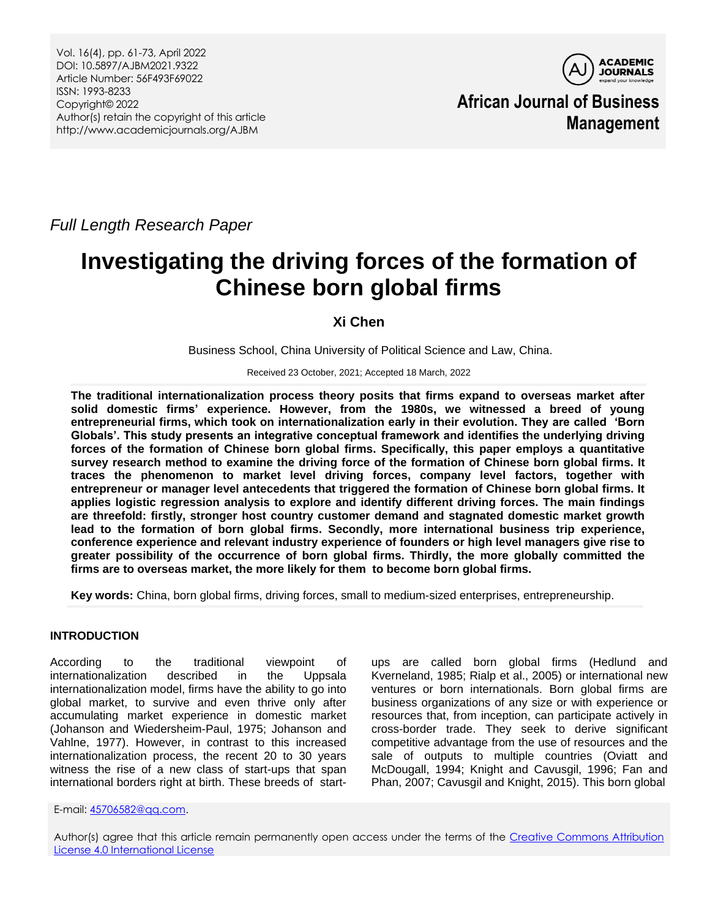Vol. 16(4), pp. 61-73, April 2022
DOI: 10.5897/AJBM2021.9322
Article Number: 56F493F69022
ISSN: 1993-8233
Copyright© 2022
Author(s) retain the copyright of this article
http://www.academicjournals.org/AJBM

**African Journal of Business Management**

*Full Length Research Paper*

# Investigating the driving forces of the formation of Chinese born global firms

**Xi Chen**

Business School, China University of Political Science and Law, China.

Received 23 October, 2021; Accepted 18 March, 2022

**The traditional internationalization process theory posits that firms expand to overseas market after solid domestic firms' experience. However, from the 1980s, we witnessed a breed of young entrepreneurial firms, which took on internationalization early in their evolution. They are called 'Born Globals'. This study presents an integrative conceptual framework and identifies the underlying driving forces of the formation of Chinese born global firms. Specifically, this paper employs a quantitative survey research method to examine the driving force of the formation of Chinese born global firms. It traces the phenomenon to market level driving forces, company level factors, together with entrepreneur or manager level antecedents that triggered the formation of Chinese born global firms. It applies logistic regression analysis to explore and identify different driving forces. The main findings are threefold: firstly, stronger host country customer demand and stagnated domestic market growth lead to the formation of born global firms. Secondly, more international business trip experience, conference experience and relevant industry experience of founders or high level managers give rise to greater possibility of the occurrence of born global firms. Thirdly, the more globally committed the firms are to overseas market, the more likely for them to become born global firms.**

**Key words:** China, born global firms, driving forces, small to medium-sized enterprises, entrepreneurship.

## INTRODUCTION

According to the traditional viewpoint of internationalization described in the Uppsala internationalization model, firms have the ability to go into global market, to survive and even thrive only after accumulating market experience in domestic market (Johanson and Wiedersheim-Paul, 1975; Johanson and Vahlne, 1977). However, in contrast to this increased internationalization process, the recent 20 to 30 years witness the rise of a new class of start-ups that span international borders right at birth. These breeds of start-ups are called born global firms (Hedlund and Kverneland, 1985; Rialp et al., 2005) or international new ventures or born internationals. Born global firms are business organizations of any size or with experience or resources that, from inception, can participate actively in cross-border trade. They seek to derive significant competitive advantage from the use of resources and the sale of outputs to multiple countries (Oviatt and McDougall, 1994; Knight and Cavusgil, 1996; Fan and Phan, 2007; Cavusgil and Knight, 2015). This born global

E-mail: 45706582@qq.com.

Author(s) agree that this article remain permanently open access under the terms of the Creative Commons Attribution License 4.0 International License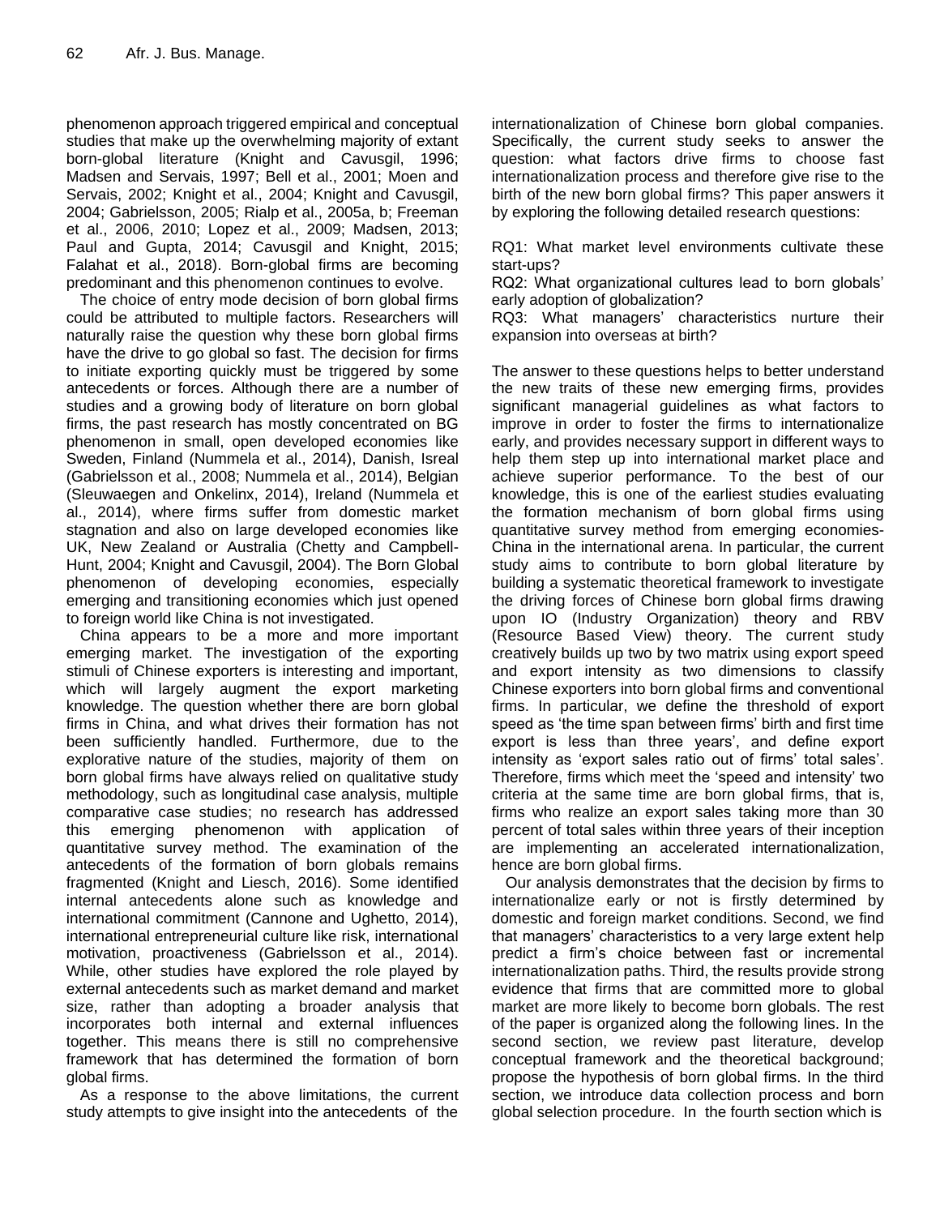phenomenon approach triggered empirical and conceptual studies that make up the overwhelming majority of extant born-global literature (Knight and Cavusgil, 1996; Madsen and Servais, 1997; Bell et al., 2001; Moen and Servais, 2002; Knight et al., 2004; Knight and Cavusgil, 2004; Gabrielsson, 2005; Rialp et al., 2005a, b; Freeman et al., 2006, 2010; Lopez et al., 2009; Madsen, 2013; Paul and Gupta, 2014; Cavusgil and Knight, 2015; Falahat et al., 2018). Born-global firms are becoming predominant and this phenomenon continues to evolve.

The choice of entry mode decision of born global firms could be attributed to multiple factors. Researchers will naturally raise the question why these born global firms have the drive to go global so fast. The decision for firms to initiate exporting quickly must be triggered by some antecedents or forces. Although there are a number of studies and a growing body of literature on born global firms, the past research has mostly concentrated on BG phenomenon in small, open developed economies like Sweden, Finland (Nummela et al., 2014), Danish, Isreal (Gabrielsson et al., 2008; Nummela et al., 2014), Belgian (Sleuwaegen and Onkelinx, 2014), Ireland (Nummela et al., 2014), where firms suffer from domestic market stagnation and also on large developed economies like UK, New Zealand or Australia (Chetty and Campbell-Hunt, 2004; Knight and Cavusgil, 2004). The Born Global phenomenon of developing economies, especially emerging and transitioning economies which just opened to foreign world like China is not investigated.

China appears to be a more and more important emerging market. The investigation of the exporting stimuli of Chinese exporters is interesting and important, which will largely augment the export marketing knowledge. The question whether there are born global firms in China, and what drives their formation has not been sufficiently handled. Furthermore, due to the explorative nature of the studies, majority of them on born global firms have always relied on qualitative study methodology, such as longitudinal case analysis, multiple comparative case studies; no research has addressed this emerging phenomenon with application of quantitative survey method. The examination of the antecedents of the formation of born globals remains fragmented (Knight and Liesch, 2016). Some identified internal antecedents alone such as knowledge and international commitment (Cannone and Ughetto, 2014), international entrepreneurial culture like risk, international motivation, proactiveness (Gabrielsson et al., 2014). While, other studies have explored the role played by external antecedents such as market demand and market size, rather than adopting a broader analysis that incorporates both internal and external influences together. This means there is still no comprehensive framework that has determined the formation of born global firms.

As a response to the above limitations, the current study attempts to give insight into the antecedents of the internationalization of Chinese born global companies. Specifically, the current study seeks to answer the question: what factors drive firms to choose fast internationalization process and therefore give rise to the birth of the new born global firms? This paper answers it by exploring the following detailed research questions:

RQ1: What market level environments cultivate these start-ups?
RQ2: What organizational cultures lead to born globals' early adoption of globalization?
RQ3: What managers' characteristics nurture their expansion into overseas at birth?

The answer to these questions helps to better understand the new traits of these new emerging firms, provides significant managerial guidelines as what factors to improve in order to foster the firms to internationalize early, and provides necessary support in different ways to help them step up into international market place and achieve superior performance. To the best of our knowledge, this is one of the earliest studies evaluating the formation mechanism of born global firms using quantitative survey method from emerging economies-China in the international arena. In particular, the current study aims to contribute to born global literature by building a systematic theoretical framework to investigate the driving forces of Chinese born global firms drawing upon IO (Industry Organization) theory and RBV (Resource Based View) theory. The current study creatively builds up two by two matrix using export speed and export intensity as two dimensions to classify Chinese exporters into born global firms and conventional firms. In particular, we define the threshold of export speed as 'the time span between firms' birth and first time export is less than three years', and define export intensity as 'export sales ratio out of firms' total sales'. Therefore, firms which meet the 'speed and intensity' two criteria at the same time are born global firms, that is, firms who realize an export sales taking more than 30 percent of total sales within three years of their inception are implementing an accelerated internationalization, hence are born global firms.

Our analysis demonstrates that the decision by firms to internationalize early or not is firstly determined by domestic and foreign market conditions. Second, we find that managers' characteristics to a very large extent help predict a firm's choice between fast or incremental internationalization paths. Third, the results provide strong evidence that firms that are committed more to global market are more likely to become born globals. The rest of the paper is organized along the following lines. In the second section, we review past literature, develop conceptual framework and the theoretical background; propose the hypothesis of born global firms. In the third section, we introduce data collection process and born global selection procedure. In the fourth section which is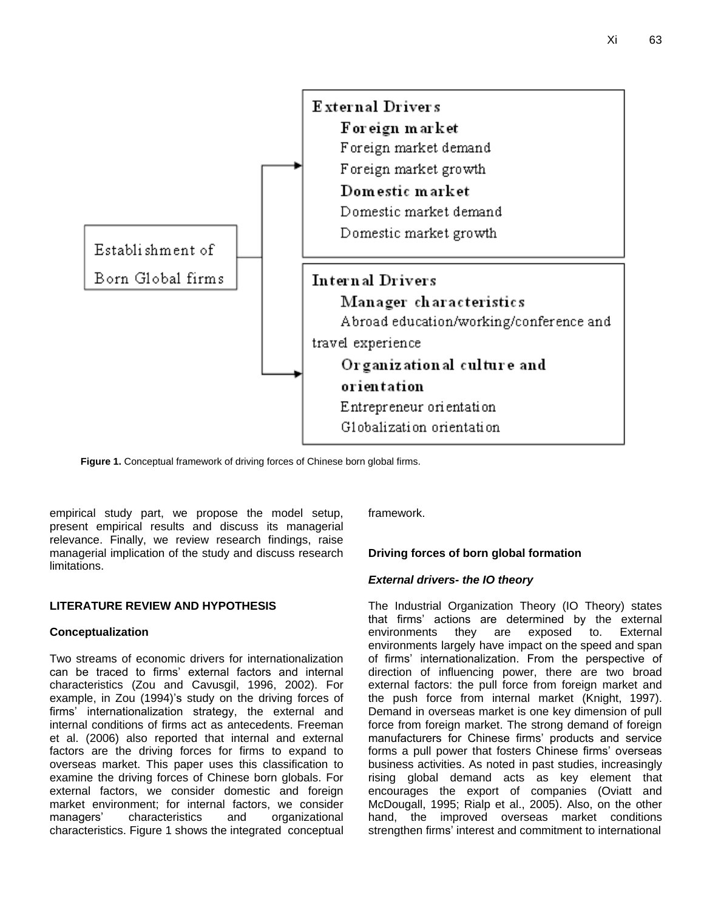Establishment of Born Global firms

**External Drivers**

**Foreign market**

Foreign market demand

Foreign market growth

**Domestic market**

Domestic market demand

Domestic market growth

**Internal Drivers**

**Manager characteristics**

Abroad education/working/conference and travel experience

**Organizational culture and orientation**

Entrepreneur orientation

Globalization orientation

**Figure 1.** Conceptual framework of driving forces of Chinese born global firms.

empirical study part, we propose the model setup, present empirical results and discuss its managerial relevance. Finally, we review research findings, raise managerial implication of the study and discuss research limitations.

## LITERATURE REVIEW AND HYPOTHESIS

### Conceptualization

Two streams of economic drivers for internationalization can be traced to firms' external factors and internal characteristics (Zou and Cavusgil, 1996, 2002). For example, in Zou (1994)'s study on the driving forces of firms' internationalization strategy, the external and internal conditions of firms act as antecedents. Freeman et al. (2006) also reported that internal and external factors are the driving forces for firms to expand to overseas market. This paper uses this classification to examine the driving forces of Chinese born globals. For external factors, we consider domestic and foreign market environment; for internal factors, we consider managers' characteristics and organizational characteristics. Figure 1 shows the integrated conceptual framework.

### Driving forces of born global formation

#### *External drivers- the IO theory*

The Industrial Organization Theory (IO Theory) states that firms' actions are determined by the external environments they are exposed to. External environments largely have impact on the speed and span of firms' internationalization. From the perspective of direction of influencing power, there are two broad external factors: the pull force from foreign market and the push force from internal market (Knight, 1997). Demand in overseas market is one key dimension of pull force from foreign market. The strong demand of foreign manufacturers for Chinese firms' products and service forms a pull power that fosters Chinese firms' overseas business activities. As noted in past studies, increasingly rising global demand acts as key element that encourages the export of companies (Oviatt and McDougall, 1995; Rialp et al., 2005). Also, on the other hand, the improved overseas market conditions strengthen firms' interest and commitment to international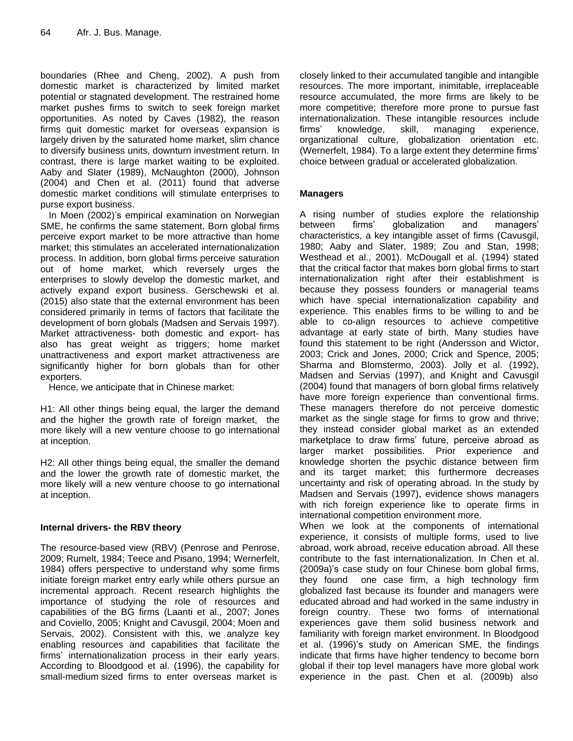boundaries (Rhee and Cheng, 2002). A push from domestic market is characterized by limited market potential or stagnated development. The restrained home market pushes firms to switch to seek foreign market opportunities. As noted by Caves (1982), the reason firms quit domestic market for overseas expansion is largely driven by the saturated home market, slim chance to diversify business units, downturn investment return. In contrast, there is large market waiting to be exploited. Aaby and Slater (1989), McNaughton (2000), Johnson (2004) and Chen et al. (2011) found that adverse domestic market conditions will stimulate enterprises to purse export business.

In Moen (2002)'s empirical examination on Norwegian SME, he confirms the same statement. Born global firms perceive export market to be more attractive than home market; this stimulates an accelerated internationalization process. In addition, born global firms perceive saturation out of home market, which reversely urges the enterprises to slowly develop the domestic market, and actively expand export business. Gerschewski et al. (2015) also state that the external environment has been considered primarily in terms of factors that facilitate the development of born globals (Madsen and Servais 1997). Market attractiveness- both domestic and export- has also has great weight as triggers; home market unattractiveness and export market attractiveness are significantly higher for born globals than for other exporters.

Hence, we anticipate that in Chinese market:

H1: All other things being equal, the larger the demand and the higher the growth rate of foreign market, the more likely will a new venture choose to go international at inception.

H2: All other things being equal, the smaller the demand and the lower the growth rate of domestic market, the more likely will a new venture choose to go international at inception.

## Internal drivers- the RBV theory

The resource-based view (RBV) (Penrose and Penrose, 2009; Rumelt, 1984; Teece and Pisano, 1994; Wernerfelt, 1984) offers perspective to understand why some firms initiate foreign market entry early while others pursue an incremental approach. Recent research highlights the importance of studying the role of resources and capabilities of the BG firms (Laanti et al., 2007; Jones and Coviello, 2005; Knight and Cavusgil, 2004; Moen and Servais, 2002). Consistent with this, we analyze key enabling resources and capabilities that facilitate the firms' internationalization process in their early years. According to Bloodgood et al. (1996), the capability for small-medium sized firms to enter overseas market is closely linked to their accumulated tangible and intangible resources. The more important, inimitable, irreplaceable resource accumulated, the more firms are likely to be more competitive; therefore more prone to pursue fast internationalization. These intangible resources include firms' knowledge, skill, managing experience, organizational culture, globalization orientation etc. (Wernerfelt, 1984). To a large extent they determine firms' choice between gradual or accelerated globalization.

## Managers

A rising number of studies explore the relationship between firms' globalization and managers' characteristics, a key intangible asset of firms (Cavusgil, 1980; Aaby and Slater, 1989; Zou and Stan, 1998; Westhead et al., 2001). McDougall et al. (1994) stated that the critical factor that makes born global firms to start internationalization right after their establishment is because they possess founders or managerial teams which have special internationalization capability and experience. This enables firms to be willing to and be able to co-align resources to achieve competitive advantage at early state of birth. Many studies have found this statement to be right (Andersson and Wictor, 2003; Crick and Jones, 2000; Crick and Spence, 2005; Sharma and Blomstermo, 2003). Jolly et al. (1992), Madsen and Servias (1997), and Knight and Cavusgil (2004) found that managers of born global firms relatively have more foreign experience than conventional firms. These managers therefore do not perceive domestic market as the single stage for firms to grow and thrive; they instead consider global market as an extended marketplace to draw firms' future, perceive abroad as larger market possibilities. Prior experience and knowledge shorten the psychic distance between firm and its target market; this furthermore decreases uncertainty and risk of operating abroad. In the study by Madsen and Servais (1997), evidence shows managers with rich foreign experience like to operate firms in international competition environment more.

When we look at the components of international experience, it consists of multiple forms, used to live abroad, work abroad, receive education abroad. All these contribute to the fast internationalization. In Chen et al. (2009a)'s case study on four Chinese born global firms, they found one case firm, a high technology firm globalized fast because its founder and managers were educated abroad and had worked in the same industry in foreign country. These two forms of international experiences gave them solid business network and familiarity with foreign market environment. In Bloodgood et al. (1996)'s study on American SME, the findings indicate that firms have higher tendency to become born global if their top level managers have more global work experience in the past. Chen et al. (2009b) also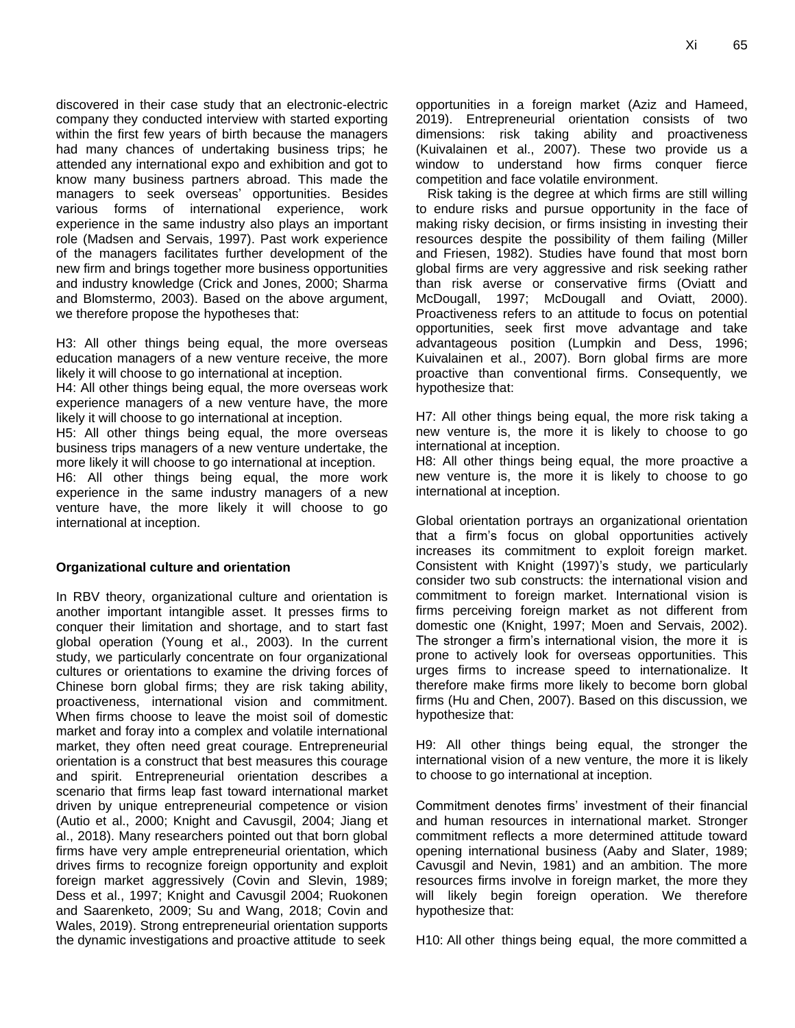discovered in their case study that an electronic-electric company they conducted interview with started exporting within the first few years of birth because the managers had many chances of undertaking business trips; he attended any international expo and exhibition and got to know many business partners abroad. This made the managers to seek overseas' opportunities. Besides various forms of international experience, work experience in the same industry also plays an important role (Madsen and Servais, 1997). Past work experience of the managers facilitates further development of the new firm and brings together more business opportunities and industry knowledge (Crick and Jones, 2000; Sharma and Blomstermo, 2003). Based on the above argument, we therefore propose the hypotheses that:

H3: All other things being equal, the more overseas education managers of a new venture receive, the more likely it will choose to go international at inception.
H4: All other things being equal, the more overseas work experience managers of a new venture have, the more likely it will choose to go international at inception.
H5: All other things being equal, the more overseas business trips managers of a new venture undertake, the more likely it will choose to go international at inception.
H6: All other things being equal, the more work experience in the same industry managers of a new venture have, the more likely it will choose to go international at inception.

**Organizational culture and orientation**

In RBV theory, organizational culture and orientation is another important intangible asset. It presses firms to conquer their limitation and shortage, and to start fast global operation (Young et al., 2003). In the current study, we particularly concentrate on four organizational cultures or orientations to examine the driving forces of Chinese born global firms; they are risk taking ability, proactiveness, international vision and commitment. When firms choose to leave the moist soil of domestic market and foray into a complex and volatile international market, they often need great courage. Entrepreneurial orientation is a construct that best measures this courage and spirit. Entrepreneurial orientation describes a scenario that firms leap fast toward international market driven by unique entrepreneurial competence or vision (Autio et al., 2000; Knight and Cavusgil, 2004; Jiang et al., 2018). Many researchers pointed out that born global firms have very ample entrepreneurial orientation, which drives firms to recognize foreign opportunity and exploit foreign market aggressively (Covin and Slevin, 1989; Dess et al., 1997; Knight and Cavusgil 2004; Ruokonen and Saarenketo, 2009; Su and Wang, 2018; Covin and Wales, 2019). Strong entrepreneurial orientation supports the dynamic investigations and proactive attitude to seek opportunities in a foreign market (Aziz and Hameed, 2019). Entrepreneurial orientation consists of two dimensions: risk taking ability and proactiveness (Kuivalainen et al., 2007). These two provide us a window to understand how firms conquer fierce competition and face volatile environment.

Risk taking is the degree at which firms are still willing to endure risks and pursue opportunity in the face of making risky decision, or firms insisting in investing their resources despite the possibility of them failing (Miller and Friesen, 1982). Studies have found that most born global firms are very aggressive and risk seeking rather than risk averse or conservative firms (Oviatt and McDougall, 1997; McDougall and Oviatt, 2000). Proactiveness refers to an attitude to focus on potential opportunities, seek first move advantage and take advantageous position (Lumpkin and Dess, 1996; Kuivalainen et al., 2007). Born global firms are more proactive than conventional firms. Consequently, we hypothesize that:

H7: All other things being equal, the more risk taking a new venture is, the more it is likely to choose to go international at inception.
H8: All other things being equal, the more proactive a new venture is, the more it is likely to choose to go international at inception.

Global orientation portrays an organizational orientation that a firm's focus on global opportunities actively increases its commitment to exploit foreign market. Consistent with Knight (1997)'s study, we particularly consider two sub constructs: the international vision and commitment to foreign market. International vision is firms perceiving foreign market as not different from domestic one (Knight, 1997; Moen and Servais, 2002). The stronger a firm's international vision, the more it is prone to actively look for overseas opportunities. This urges firms to increase speed to internationalize. It therefore make firms more likely to become born global firms (Hu and Chen, 2007). Based on this discussion, we hypothesize that:

H9: All other things being equal, the stronger the international vision of a new venture, the more it is likely to choose to go international at inception.

Commitment denotes firms' investment of their financial and human resources in international market. Stronger commitment reflects a more determined attitude toward opening international business (Aaby and Slater, 1989; Cavusgil and Nevin, 1981) and an ambition. The more resources firms involve in foreign market, the more they will likely begin foreign operation. We therefore hypothesize that:

H10: All other things being equal, the more committed a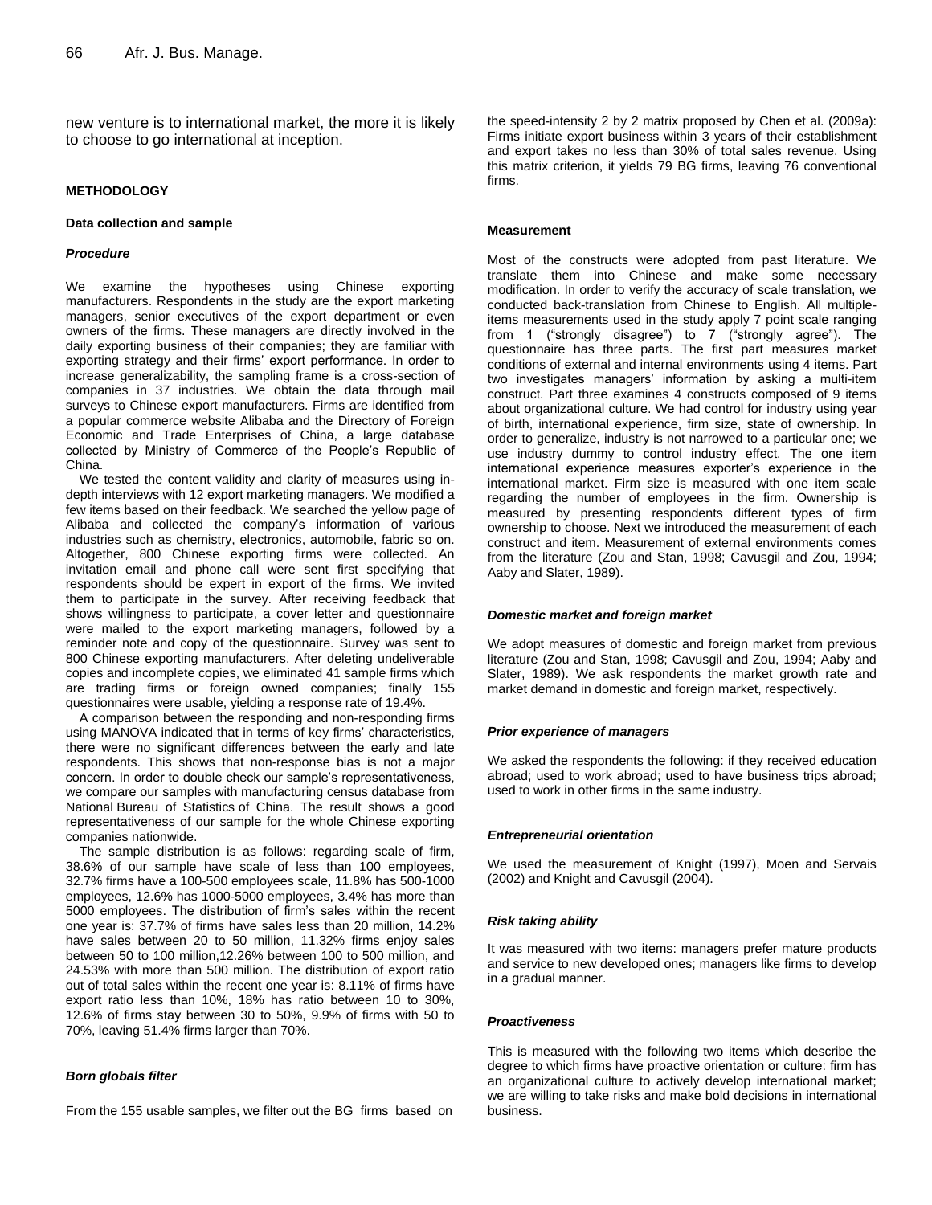new venture is to international market, the more it is likely to choose to go international at inception.

## METHODOLOGY

### Data collection and sample

#### *Procedure*

We examine the hypotheses using Chinese exporting manufacturers. Respondents in the study are the export marketing managers, senior executives of the export department or even owners of the firms. These managers are directly involved in the daily exporting business of their companies; they are familiar with exporting strategy and their firms' export performance. In order to increase generalizability, the sampling frame is a cross-section of companies in 37 industries. We obtain the data through mail surveys to Chinese export manufacturers. Firms are identified from a popular commerce website Alibaba and the Directory of Foreign Economic and Trade Enterprises of China, a large database collected by Ministry of Commerce of the People's Republic of China.

We tested the content validity and clarity of measures using in-depth interviews with 12 export marketing managers. We modified a few items based on their feedback. We searched the yellow page of Alibaba and collected the company's information of various industries such as chemistry, electronics, automobile, fabric so on. Altogether, 800 Chinese exporting firms were collected. An invitation email and phone call were sent first specifying that respondents should be expert in export of the firms. We invited them to participate in the survey. After receiving feedback that shows willingness to participate, a cover letter and questionnaire were mailed to the export marketing managers, followed by a reminder note and copy of the questionnaire. Survey was sent to 800 Chinese exporting manufacturers. After deleting undeliverable copies and incomplete copies, we eliminated 41 sample firms which are trading firms or foreign owned companies; finally 155 questionnaires were usable, yielding a response rate of 19.4%.

A comparison between the responding and non-responding firms using MANOVA indicated that in terms of key firms' characteristics, there were no significant differences between the early and late respondents. This shows that non-response bias is not a major concern. In order to double check our sample's representativeness, we compare our samples with manufacturing census database from National Bureau of Statistics of China. The result shows a good representativeness of our sample for the whole Chinese exporting companies nationwide.

The sample distribution is as follows: regarding scale of firm, 38.6% of our sample have scale of less than 100 employees, 32.7% firms have a 100-500 employees scale, 11.8% has 500-1000 employees, 12.6% has 1000-5000 employees, 3.4% has more than 5000 employees. The distribution of firm's sales within the recent one year is: 37.7% of firms have sales less than 20 million, 14.2% have sales between 20 to 50 million, 11.32% firms enjoy sales between 50 to 100 million,12.26% between 100 to 500 million, and 24.53% with more than 500 million. The distribution of export ratio out of total sales within the recent one year is: 8.11% of firms have export ratio less than 10%, 18% has ratio between 10 to 30%, 12.6% of firms stay between 30 to 50%, 9.9% of firms with 50 to 70%, leaving 51.4% firms larger than 70%.

#### *Born globals filter*

From the 155 usable samples, we filter out the BG firms based on the speed-intensity 2 by 2 matrix proposed by Chen et al. (2009a): Firms initiate export business within 3 years of their establishment and export takes no less than 30% of total sales revenue. Using this matrix criterion, it yields 79 BG firms, leaving 76 conventional firms.

### Measurement

Most of the constructs were adopted from past literature. We translate them into Chinese and make some necessary modification. In order to verify the accuracy of scale translation, we conducted back-translation from Chinese to English. All multiple-items measurements used in the study apply 7 point scale ranging from 1 ("strongly disagree") to 7 ("strongly agree"). The questionnaire has three parts. The first part measures market conditions of external and internal environments using 4 items. Part two investigates managers' information by asking a multi-item construct. Part three examines 4 constructs composed of 9 items about organizational culture. We had control for industry using year of birth, international experience, firm size, state of ownership. In order to generalize, industry is not narrowed to a particular one; we use industry dummy to control industry effect. The one item international experience measures exporter's experience in the international market. Firm size is measured with one item scale regarding the number of employees in the firm. Ownership is measured by presenting respondents different types of firm ownership to choose. Next we introduced the measurement of each construct and item. Measurement of external environments comes from the literature (Zou and Stan, 1998; Cavusgil and Zou, 1994; Aaby and Slater, 1989).

#### *Domestic market and foreign market*

We adopt measures of domestic and foreign market from previous literature (Zou and Stan, 1998; Cavusgil and Zou, 1994; Aaby and Slater, 1989). We ask respondents the market growth rate and market demand in domestic and foreign market, respectively.

#### *Prior experience of managers*

We asked the respondents the following: if they received education abroad; used to work abroad; used to have business trips abroad; used to work in other firms in the same industry.

#### *Entrepreneurial orientation*

We used the measurement of Knight (1997), Moen and Servais (2002) and Knight and Cavusgil (2004).

#### *Risk taking ability*

It was measured with two items: managers prefer mature products and service to new developed ones; managers like firms to develop in a gradual manner.

#### *Proactiveness*

This is measured with the following two items which describe the degree to which firms have proactive orientation or culture: firm has an organizational culture to actively develop international market; we are willing to take risks and make bold decisions in international business.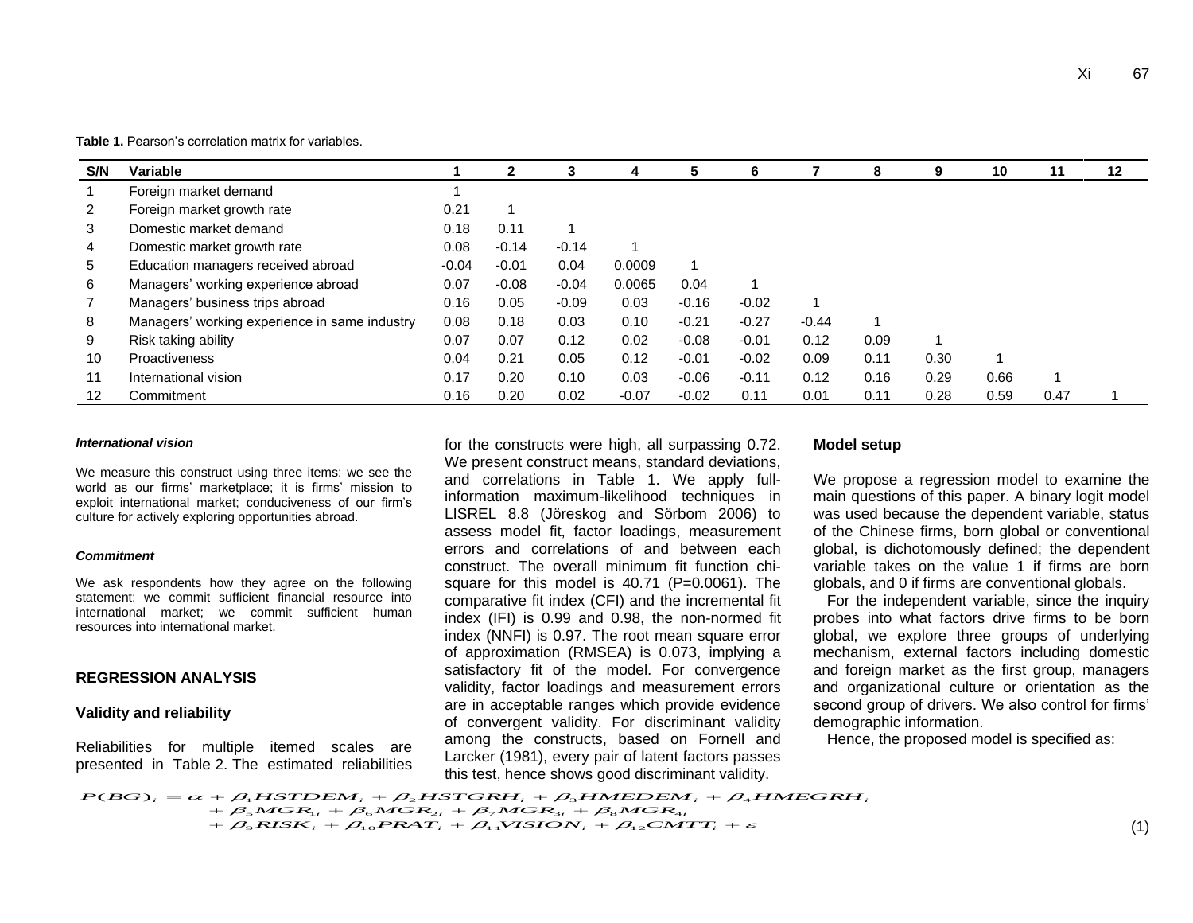**Table 1.** Pearson's correlation matrix for variables.

| S/N | Variable | 1 | 2 | 3 | 4 | 5 | 6 | 7 | 8 | 9 | 10 | 11 | 12 |
|---|---|---|---|---|---|---|---|---|---|---|---|---|---|
| 1 | Foreign market demand | 1 | | | | | | | | | | | |
| 2 | Foreign market growth rate | 0.21 | 1 | | | | | | | | | | |
| 3 | Domestic market demand | 0.18 | 0.11 | 1 | | | | | | | | | |
| 4 | Domestic market growth rate | 0.08 | -0.14 | -0.14 | 1 | | | | | | | | |
| 5 | Education managers received abroad | -0.04 | -0.01 | 0.04 | 0.0009 | 1 | | | | | | | |
| 6 | Managers' working experience abroad | 0.07 | -0.08 | -0.04 | 0.0065 | 0.04 | 1 | | | | | | |
| 7 | Managers' business trips abroad | 0.16 | 0.05 | -0.09 | 0.03 | -0.16 | -0.02 | 1 | | | | | |
| 8 | Managers' working experience in same industry | 0.08 | 0.18 | 0.03 | 0.10 | -0.21 | -0.27 | -0.44 | 1 | | | | |
| 9 | Risk taking ability | 0.07 | 0.07 | 0.12 | 0.02 | -0.08 | -0.01 | 0.12 | 0.09 | 1 | | | |
| 10 | Proactiveness | 0.04 | 0.21 | 0.05 | 0.12 | -0.01 | -0.02 | 0.09 | 0.11 | 0.30 | 1 | | |
| 11 | International vision | 0.17 | 0.20 | 0.10 | 0.03 | -0.06 | -0.11 | 0.12 | 0.16 | 0.29 | 0.66 | 1 | |
| 12 | Commitment | 0.16 | 0.20 | 0.02 | -0.07 | -0.02 | 0.11 | 0.01 | 0.11 | 0.28 | 0.59 | 0.47 | 1 |

#### *International vision*

We measure this construct using three items: we see the world as our firms' marketplace; it is firms' mission to exploit international market; conduciveness of our firm's culture for actively exploring opportunities abroad.

#### *Commitment*

We ask respondents how they agree on the following statement: we commit sufficient financial resource into international market; we commit sufficient human resources into international market.

## REGRESSION ANALYSIS

### Validity and reliability

Reliabilities for multiple itemed scales are presented in Table 2. The estimated reliabilities for the constructs were high, all surpassing 0.72. We present construct means, standard deviations, and correlations in Table 1. We apply full-information maximum-likelihood techniques in LISREL 8.8 (Jöreskog and Sörbom 2006) to assess model fit, factor loadings, measurement errors and correlations of and between each construct. The overall minimum fit function chi-square for this model is 40.71 (P=0.0061). The comparative fit index (CFI) and the incremental fit index (IFI) is 0.99 and 0.98, the non-normed fit index (NNFI) is 0.97. The root mean square error of approximation (RMSEA) is 0.073, implying a satisfactory fit of the model. For convergence validity, factor loadings and measurement errors are in acceptable ranges which provide evidence of convergent validity. For discriminant validity among the constructs, based on Fornell and Larcker (1981), every pair of latent factors passes this test, hence shows good discriminant validity.

### Model setup

We propose a regression model to examine the main questions of this paper. A binary logit model was used because the dependent variable, status of the Chinese firms, born global or conventional global, is dichotomously defined; the dependent variable takes on the value 1 if firms are born globals, and 0 if firms are conventional globals.

For the independent variable, since the inquiry probes into what factors drive firms to be born global, we explore three groups of underlying mechanism, external factors including domestic and foreign market as the first group, managers and organizational culture or orientation as the second group of drivers. We also control for firms' demographic information.

Hence, the proposed model is specified as:

$$
\begin{aligned}
P(BG)_i = \alpha &+ \beta_1 HSTDEM_i + \beta_2 HSTGRH_i + \beta_3 HMEDEM_i + \beta_4 HMEGRH_i \\
&+ \beta_5 MGR_{1i} + \beta_6 MGR_{2i} + \beta_7 MGR_{3i} + \beta_8 MGR_{4i} \\
&+ \beta_9 RISK_i + \beta_{10} PRAT_i + \beta_{11} VISION_i + \beta_{12} CMTT_i + \varepsilon
\end{aligned} \tag{1}
$$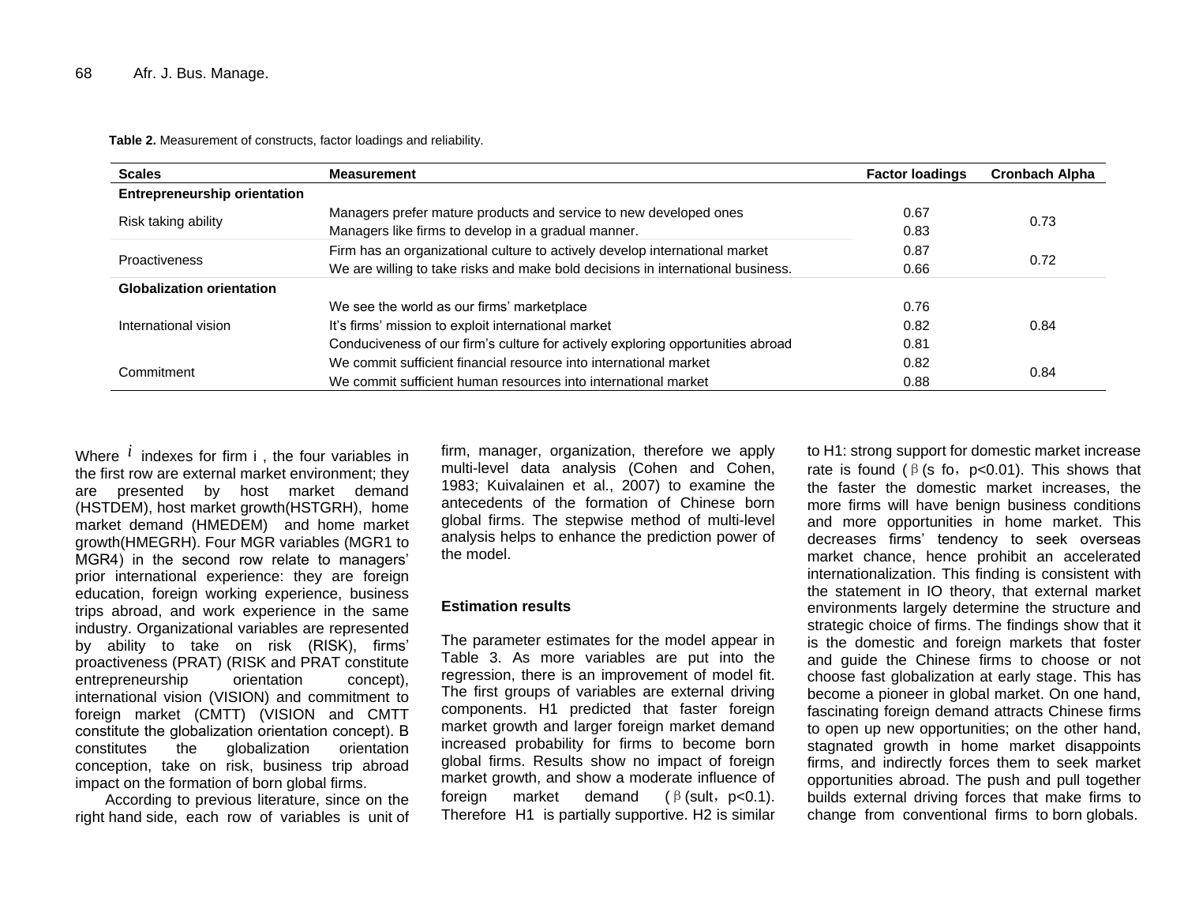**Table 2.** Measurement of constructs, factor loadings and reliability.

| Scales | Measurement | Factor loadings | Cronbach Alpha |
|---|---|---|---|
| **Entrepreneurship orientation** | | | |
| Risk taking ability | Managers prefer mature products and service to new developed ones | 0.67 | 0.73 |
| | Managers like firms to develop in a gradual manner. | 0.83 | |
| Proactiveness | Firm has an organizational culture to actively develop international market | 0.87 | 0.72 |
| | We are willing to take risks and make bold decisions in international business. | 0.66 | |
| **Globalization orientation** | | | |
| International vision | We see the world as our firms' marketplace | 0.76 | 0.84 |
| | It's firms' mission to exploit international market | 0.82 | |
| | Conduciveness of our firm's culture for actively exploring opportunities abroad | 0.81 | |
| Commitment | We commit sufficient financial resource into international market | 0.82 | 0.84 |
| | We commit sufficient human resources into international market | 0.88 | |

Where $i$ indexes for firm i , the four variables in the first row are external market environment; they are presented by host market demand (HSTDEM), host market growth(HSTGRH), home market demand (HMEDEM) and home market growth(HMEGRH). Four MGR variables (MGR1 to MGR4) in the second row relate to managers' prior international experience: they are foreign education, foreign working experience, business trips abroad, and work experience in the same industry. Organizational variables are represented by ability to take on risk (RISK), firms' proactiveness (PRAT) (RISK and PRAT constitute entrepreneurship orientation concept), international vision (VISION) and commitment to foreign market (CMTT) (VISION and CMTT constitute the globalization orientation concept). B constitutes the globalization orientation conception, take on risk, business trip abroad impact on the formation of born global firms.

According to previous literature, since on the right hand side, each row of variables is unit of firm, manager, organization, therefore we apply multi-level data analysis (Cohen and Cohen, 1983; Kuivalainen et al., 2007) to examine the antecedents of the formation of Chinese born global firms. The stepwise method of multi-level analysis helps to enhance the prediction power of the model.

## Estimation results

The parameter estimates for the model appear in Table 3. As more variables are put into the regression, there is an improvement of model fit. The first groups of variables are external driving components. H1 predicted that faster foreign market growth and larger foreign market demand increased probability for firms to become born global firms. Results show no impact of foreign market growth, and show a moderate influence of foreign market demand (β(sult，p<0.1). Therefore H1 is partially supportive. H2 is similar to H1: strong support for domestic market increase rate is found (β(s fo，p<0.01). This shows that the faster the domestic market increases, the more firms will have benign business conditions and more opportunities in home market. This decreases firms' tendency to seek overseas market chance, hence prohibit an accelerated internationalization. This finding is consistent with the statement in IO theory, that external market environments largely determine the structure and strategic choice of firms. The findings show that it is the domestic and foreign markets that foster and guide the Chinese firms to choose or not choose fast globalization at early stage. This has become a pioneer in global market. On one hand, fascinating foreign demand attracts Chinese firms to open up new opportunities; on the other hand, stagnated growth in home market disappoints firms, and indirectly forces them to seek market opportunities abroad. The push and pull together builds external driving forces that make firms to change from conventional firms to born globals.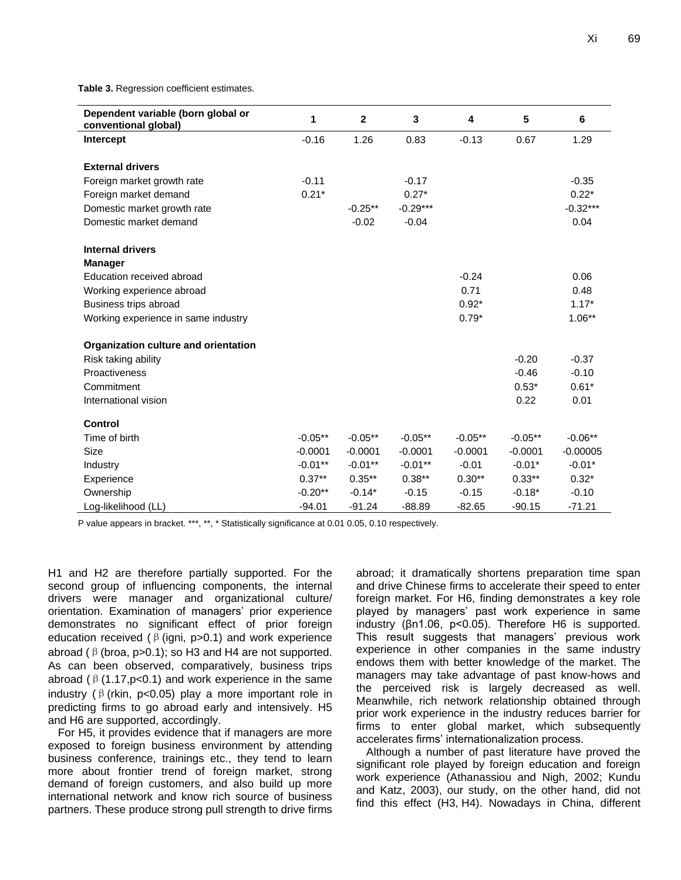**Table 3.** Regression coefficient estimates.

| Dependent variable (born global or conventional global) | 1 | 2 | 3 | 4 | 5 | 6 |
|---|---|---|---|---|---|---|
| **Intercept** | -0.16 | 1.26 | 0.83 | -0.13 | 0.67 | 1.29 |
| | | | | | | |
| **External drivers** | | | | | | |
| Foreign market growth rate | -0.11 | | -0.17 | | | -0.35 |
| Foreign market demand | 0.21* | | 0.27* | | | 0.22* |
| Domestic market growth rate | | -0.25** | -0.29*** | | | -0.32*** |
| Domestic market demand | | -0.02 | -0.04 | | | 0.04 |
| | | | | | | |
| **Internal drivers** | | | | | | |
| **Manager** | | | | | | |
| Education received abroad | | | | -0.24 | | 0.06 |
| Working experience abroad | | | | 0.71 | | 0.48 |
| Business trips abroad | | | | 0.92* | | 1.17* |
| Working experience in same industry | | | | 0.79* | | 1.06** |
| | | | | | | |
| **Organization culture and orientation** | | | | | | |
| Risk taking ability | | | | | -0.20 | -0.37 |
| Proactiveness | | | | | -0.46 | -0.10 |
| Commitment | | | | | 0.53* | 0.61* |
| International vision | | | | | 0.22 | 0.01 |
| | | | | | | |
| **Control** | | | | | | |
| Time of birth | -0.05** | -0.05** | -0.05** | -0.05** | -0.05** | -0.06** |
| Size | -0.0001 | -0.0001 | -0.0001 | -0.0001 | -0.0001 | -0.00005 |
| Industry | -0.01** | -0.01** | -0.01** | -0.01 | -0.01* | -0.01* |
| Experience | 0.37** | 0.35** | 0.38** | 0.30** | 0.33** | 0.32* |
| Ownership | -0.20** | -0.14* | -0.15 | -0.15 | -0.18* | -0.10 |
| Log-likelihood (LL) | -94.01 | -91.24 | -88.89 | -82.65 | -90.15 | -71.21 |

P value appears in bracket. ***, **, * Statistically significance at 0.01 0.05, 0.10 respectively.

H1 and H2 are therefore partially supported. For the second group of influencing components, the internal drivers were manager and organizational culture/ orientation. Examination of managers' prior experience demonstrates no significant effect of prior foreign education received ( β (igni, p>0.1) and work experience abroad ( β (broa, p>0.1); so H3 and H4 are not supported. As can been observed, comparatively, business trips abroad ( β (1.17,p<0.1) and work experience in the same industry ( β (rkin, p<0.05) play a more important role in predicting firms to go abroad early and intensively. H5 and H6 are supported, accordingly.

For H5, it provides evidence that if managers are more exposed to foreign business environment by attending business conference, trainings etc., they tend to learn more about frontier trend of foreign market, strong demand of foreign customers, and also build up more international network and know rich source of business partners. These produce strong pull strength to drive firms abroad; it dramatically shortens preparation time span and drive Chinese firms to accelerate their speed to enter foreign market. For H6, finding demonstrates a key role played by managers' past work experience in same industry (βn1.06, p<0.05). Therefore H6 is supported. This result suggests that managers' previous work experience in other companies in the same industry endows them with better knowledge of the market. The managers may take advantage of past know-hows and the perceived risk is largely decreased as well. Meanwhile, rich network relationship obtained through prior work experience in the industry reduces barrier for firms to enter global market, which subsequently accelerates firms' internationalization process.

Although a number of past literature have proved the significant role played by foreign education and foreign work experience (Athanassiou and Nigh, 2002; Kundu and Katz, 2003), our study, on the other hand, did not find this effect (H3, H4). Nowadays in China, different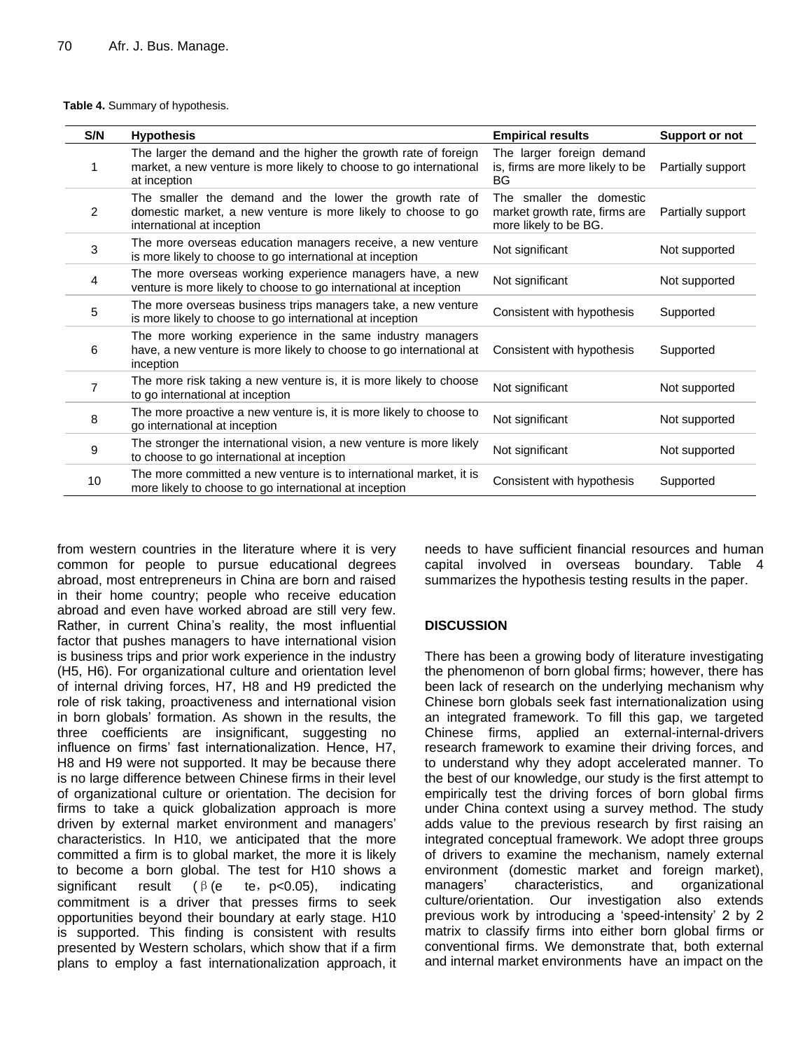**Table 4.** Summary of hypothesis.

| S/N | Hypothesis | Empirical results | Support or not |
|---|---|---|---|
| 1 | The larger the demand and the higher the growth rate of foreign market, a new venture is more likely to choose to go international at inception | The larger foreign demand is, firms are more likely to be BG | Partially support |
| 2 | The smaller the demand and the lower the growth rate of domestic market, a new venture is more likely to choose to go international at inception | The smaller the domestic market growth rate, firms are more likely to be BG. | Partially support |
| 3 | The more overseas education managers receive, a new venture is more likely to choose to go international at inception | Not significant | Not supported |
| 4 | The more overseas working experience managers have, a new venture is more likely to choose to go international at inception | Not significant | Not supported |
| 5 | The more overseas business trips managers take, a new venture is more likely to choose to go international at inception | Consistent with hypothesis | Supported |
| 6 | The more working experience in the same industry managers have, a new venture is more likely to choose to go international at inception | Consistent with hypothesis | Supported |
| 7 | The more risk taking a new venture is, it is more likely to choose to go international at inception | Not significant | Not supported |
| 8 | The more proactive a new venture is, it is more likely to choose to go international at inception | Not significant | Not supported |
| 9 | The stronger the international vision, a new venture is more likely to choose to go international at inception | Not significant | Not supported |
| 10 | The more committed a new venture is to international market, it is more likely to choose to go international at inception | Consistent with hypothesis | Supported |

from western countries in the literature where it is very common for people to pursue educational degrees abroad, most entrepreneurs in China are born and raised in their home country; people who receive education abroad and even have worked abroad are still very few. Rather, in current China's reality, the most influential factor that pushes managers to have international vision is business trips and prior work experience in the industry (H5, H6). For organizational culture and orientation level of internal driving forces, H7, H8 and H9 predicted the role of risk taking, proactiveness and international vision in born globals' formation. As shown in the results, the three coefficients are insignificant, suggesting no influence on firms' fast internationalization. Hence, H7, H8 and H9 were not supported. It may be because there is no large difference between Chinese firms in their level of organizational culture or orientation. The decision for firms to take a quick globalization approach is more driven by external market environment and managers' characteristics. In H10, we anticipated that the more committed a firm is to global market, the more it is likely to become a born global. The test for H10 shows a significant result (β(e te, $p<0.05$), indicating commitment is a driver that presses firms to seek opportunities beyond their boundary at early stage. H10 is supported. This finding is consistent with results presented by Western scholars, which show that if a firm plans to employ a fast internationalization approach, it needs to have sufficient financial resources and human capital involved in overseas boundary. Table 4 summarizes the hypothesis testing results in the paper.

## DISCUSSION

There has been a growing body of literature investigating the phenomenon of born global firms; however, there has been lack of research on the underlying mechanism why Chinese born globals seek fast internationalization using an integrated framework. To fill this gap, we targeted Chinese firms, applied an external-internal-drivers research framework to examine their driving forces, and to understand why they adopt accelerated manner. To the best of our knowledge, our study is the first attempt to empirically test the driving forces of born global firms under China context using a survey method. The study adds value to the previous research by first raising an integrated conceptual framework. We adopt three groups of drivers to examine the mechanism, namely external environment (domestic market and foreign market), managers' characteristics, and organizational culture/orientation. Our investigation also extends previous work by introducing a 'speed-intensity' 2 by 2 matrix to classify firms into either born global firms or conventional firms. We demonstrate that, both external and internal market environments have an impact on the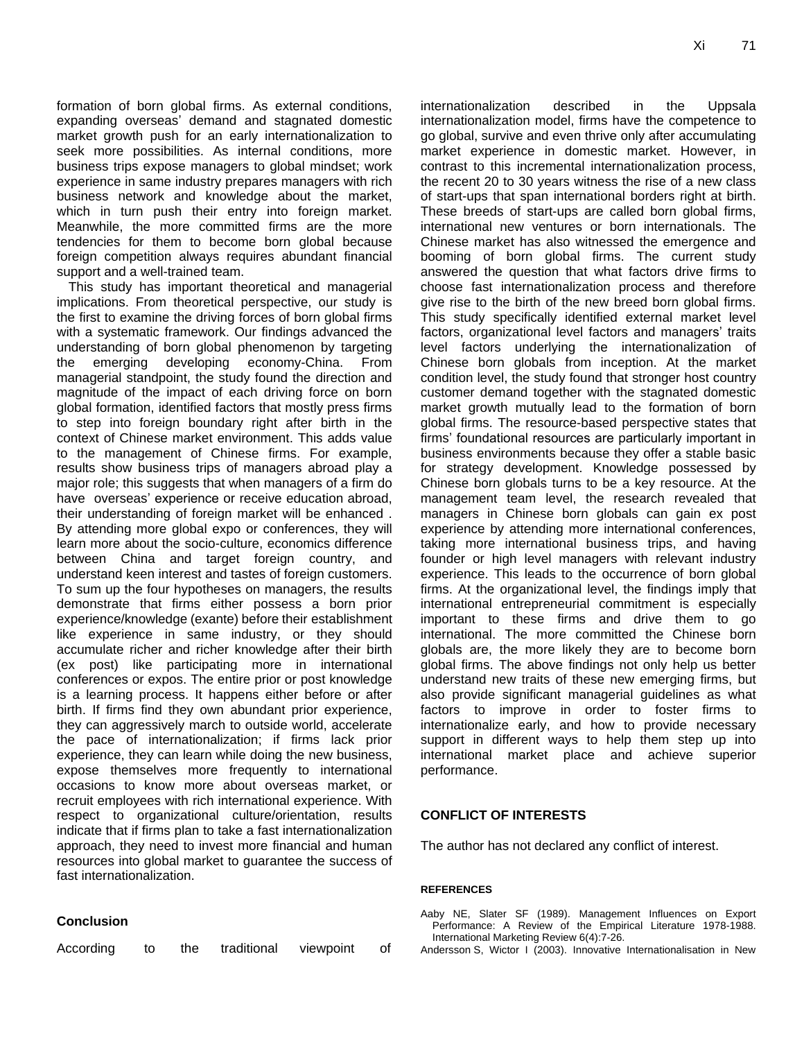formation of born global firms. As external conditions, expanding overseas' demand and stagnated domestic market growth push for an early internationalization to seek more possibilities. As internal conditions, more business trips expose managers to global mindset; work experience in same industry prepares managers with rich business network and knowledge about the market, which in turn push their entry into foreign market. Meanwhile, the more committed firms are the more tendencies for them to become born global because foreign competition always requires abundant financial support and a well-trained team.

This study has important theoretical and managerial implications. From theoretical perspective, our study is the first to examine the driving forces of born global firms with a systematic framework. Our findings advanced the understanding of born global phenomenon by targeting the emerging developing economy-China. From managerial standpoint, the study found the direction and magnitude of the impact of each driving force on born global formation, identified factors that mostly press firms to step into foreign boundary right after birth in the context of Chinese market environment. This adds value to the management of Chinese firms. For example, results show business trips of managers abroad play a major role; this suggests that when managers of a firm do have overseas' experience or receive education abroad, their understanding of foreign market will be enhanced . By attending more global expo or conferences, they will learn more about the socio-culture, economics difference between China and target foreign country, and understand keen interest and tastes of foreign customers. To sum up the four hypotheses on managers, the results demonstrate that firms either possess a born prior experience/knowledge (exante) before their establishment like experience in same industry, or they should accumulate richer and richer knowledge after their birth (ex post) like participating more in international conferences or expos. The entire prior or post knowledge is a learning process. It happens either before or after birth. If firms find they own abundant prior experience, they can aggressively march to outside world, accelerate the pace of internationalization; if firms lack prior experience, they can learn while doing the new business, expose themselves more frequently to international occasions to know more about overseas market, or recruit employees with rich international experience. With respect to organizational culture/orientation, results indicate that if firms plan to take a fast internationalization approach, they need to invest more financial and human resources into global market to guarantee the success of fast internationalization.

## Conclusion

According to the traditional viewpoint of internationalization described in the Uppsala internationalization model, firms have the competence to go global, survive and even thrive only after accumulating market experience in domestic market. However, in contrast to this incremental internationalization process, the recent 20 to 30 years witness the rise of a new class of start-ups that span international borders right at birth. These breeds of start-ups are called born global firms, international new ventures or born internationals. The Chinese market has also witnessed the emergence and booming of born global firms. The current study answered the question that what factors drive firms to choose fast internationalization process and therefore give rise to the birth of the new breed born global firms. This study specifically identified external market level factors, organizational level factors and managers' traits level factors underlying the internationalization of Chinese born globals from inception. At the market condition level, the study found that stronger host country customer demand together with the stagnated domestic market growth mutually lead to the formation of born global firms. The resource-based perspective states that firms' foundational resources are particularly important in business environments because they offer a stable basic for strategy development. Knowledge possessed by Chinese born globals turns to be a key resource. At the management team level, the research revealed that managers in Chinese born globals can gain ex post experience by attending more international conferences, taking more international business trips, and having founder or high level managers with relevant industry experience. This leads to the occurrence of born global firms. At the organizational level, the findings imply that international entrepreneurial commitment is especially important to these firms and drive them to go international. The more committed the Chinese born globals are, the more likely they are to become born global firms. The above findings not only help us better understand new traits of these new emerging firms, but also provide significant managerial guidelines as what factors to improve in order to foster firms to internationalize early, and how to provide necessary support in different ways to help them step up into international market place and achieve superior performance.

## CONFLICT OF INTERESTS

The author has not declared any conflict of interest.

## REFERENCES

Aaby NE, Slater SF (1989). Management Influences on Export Performance: A Review of the Empirical Literature 1978-1988. International Marketing Review 6(4):7-26.

Andersson S, Wictor I (2003). Innovative Internationalisation in New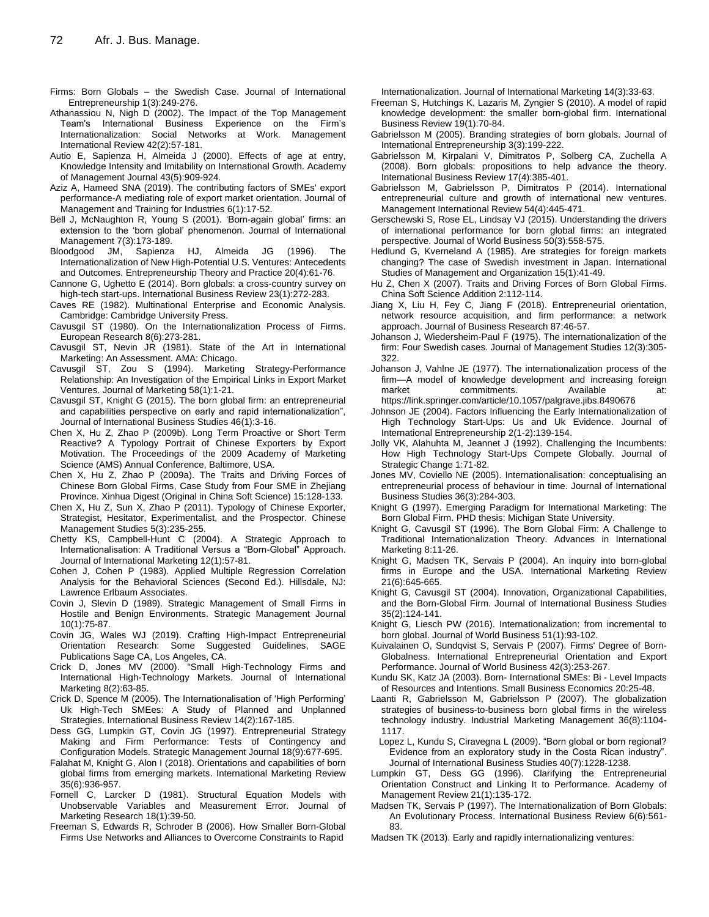Firms: Born Globals – the Swedish Case. Journal of International Entrepreneurship 1(3):249-276.

Athanassiou N, Nigh D (2002). The Impact of the Top Management Team's International Business Experience on the Firm's Internationalization: Social Networks at Work. Management International Review 42(2):57-181.

Autio E, Sapienza H, Almeida J (2000). Effects of age at entry, Knowledge Intensity and Imitability on International Growth. Academy of Management Journal 43(5):909-924.

Aziz A, Hameed SNA (2019). The contributing factors of SMEs' export performance-A mediating role of export market orientation. Journal of Management and Training for Industries 6(1):17-52.

Bell J, McNaughton R, Young S (2001). 'Born-again global' firms: an extension to the 'born global' phenomenon. Journal of International Management 7(3):173-189.

Bloodgood JM, Sapienza HJ, Almeida JG (1996). The Internationalization of New High-Potential U.S. Ventures: Antecedents and Outcomes. Entrepreneurship Theory and Practice 20(4):61-76.

Cannone G, Ughetto E (2014). Born globals: a cross-country survey on high-tech start-ups. International Business Review 23(1):272-283.

Caves RE (1982). Multinational Enterprise and Economic Analysis. Cambridge: Cambridge University Press.

Cavusgil ST (1980). On the Internationalization Process of Firms. European Research 8(6):273-281.

Cavusgil ST, Nevin JR (1981). State of the Art in International Marketing: An Assessment. AMA: Chicago.

Cavusgil ST, Zou S (1994). Marketing Strategy-Performance Relationship: An Investigation of the Empirical Links in Export Market Ventures. Journal of Marketing 58(1):1-21.

Cavusgil ST, Knight G (2015). The born global firm: an entrepreneurial and capabilities perspective on early and rapid internationalization", Journal of International Business Studies 46(1):3-16.

Chen X, Hu Z, Zhao P (2009b). Long Term Proactive or Short Term Reactive? A Typology Portrait of Chinese Exporters by Export Motivation. The Proceedings of the 2009 Academy of Marketing Science (AMS) Annual Conference, Baltimore, USA.

Chen X, Hu Z, Zhao P (2009a). The Traits and Driving Forces of Chinese Born Global Firms, Case Study from Four SME in Zhejiang Province. Xinhua Digest (Original in China Soft Science) 15:128-133.

Chen X, Hu Z, Sun X, Zhao P (2011). Typology of Chinese Exporter, Strategist, Hesitator, Experimentalist, and the Prospector. Chinese Management Studies 5(3):235-255.

Chetty KS, Campbell-Hunt C (2004). A Strategic Approach to Internationalisation: A Traditional Versus a "Born-Global" Approach. Journal of International Marketing 12(1):57-81.

Cohen J, Cohen P (1983). Applied Multiple Regression Correlation Analysis for the Behavioral Sciences (Second Ed.). Hillsdale, NJ: Lawrence Erlbaum Associates.

Covin J, Slevin D (1989). Strategic Management of Small Firms in Hostile and Benign Environments. Strategic Management Journal 10(1):75-87.

Covin JG, Wales WJ (2019). Crafting High-Impact Entrepreneurial Orientation Research: Some Suggested Guidelines, SAGE Publications Sage CA, Los Angeles, CA.

Crick D, Jones MV (2000). "Small High-Technology Firms and International High-Technology Markets. Journal of International Marketing 8(2):63-85.

Crick D, Spence M (2005). The Internationalisation of 'High Performing' Uk High-Tech SMEes: A Study of Planned and Unplanned Strategies. International Business Review 14(2):167-185.

Dess GG, Lumpkin GT, Covin JG (1997). Entrepreneurial Strategy Making and Firm Performance: Tests of Contingency and Configuration Models. Strategic Management Journal 18(9):677-695.

Falahat M, Knight G, Alon I (2018). Orientations and capabilities of born global firms from emerging markets. International Marketing Review 35(6):936-957.

Fornell C, Larcker D (1981). Structural Equation Models with Unobservable Variables and Measurement Error. Journal of Marketing Research 18(1):39-50.

Freeman S, Edwards R, Schroder B (2006). How Smaller Born-Global Firms Use Networks and Alliances to Overcome Constraints to Rapid Internationalization. Journal of International Marketing 14(3):33-63.

Freeman S, Hutchings K, Lazaris M, Zyngier S (2010). A model of rapid knowledge development: the smaller born-global firm. International Business Review 19(1):70-84.

Gabrielsson M (2005). Branding strategies of born globals. Journal of International Entrepreneurship 3(3):199-222.

Gabrielsson M, Kirpalani V, Dimitratos P, Solberg CA, Zuchella A (2008). Born globals: propositions to help advance the theory. International Business Review 17(4):385-401.

Gabrielsson M, Gabrielsson P, Dimitratos P (2014). International entrepreneurial culture and growth of international new ventures. Management International Review 54(4):445-471.

Gerschewski S, Rose EL, Lindsay VJ (2015). Understanding the drivers of international performance for born global firms: an integrated perspective. Journal of World Business 50(3):558-575.

Hedlund G, Kverneland A (1985). Are strategies for foreign markets changing? The case of Swedish investment in Japan. International Studies of Management and Organization 15(1):41-49.

Hu Z, Chen X (2007). Traits and Driving Forces of Born Global Firms. China Soft Science Addition 2:112-114.

Jiang X, Liu H, Fey C, Jiang F (2018). Entrepreneurial orientation, network resource acquisition, and firm performance: a network approach. Journal of Business Research 87:46-57.

Johanson J, Wiedersheim-Paul F (1975). The internationalization of the firm: Four Swedish cases. Journal of Management Studies 12(3):305-322.

Johanson J, Vahlne JE (1977). The internationalization process of the firm—A model of knowledge development and increasing foreign market commitments. Available at: https://link.springer.com/article/10.1057/palgrave.jibs.8490676

Johnson JE (2004). Factors Influencing the Early Internationalization of High Technology Start-Ups: Us and Uk Evidence. Journal of International Entrepreneurship 2(1-2):139-154.

Jolly VK, Alahuhta M, Jeannet J (1992). Challenging the Incumbents: How High Technology Start-Ups Compete Globally. Journal of Strategic Change 1:71-82.

Jones MV, Coviello NE (2005). Internationalisation: conceptualising an entrepreneurial process of behaviour in time. Journal of International Business Studies 36(3):284-303.

Knight G (1997). Emerging Paradigm for International Marketing: The Born Global Firm. PHD thesis: Michigan State University.

Knight G, Cavusgil ST (1996). The Born Global Firm: A Challenge to Traditional Internationalization Theory. Advances in International Marketing 8:11-26.

Knight G, Madsen TK, Servais P (2004). An inquiry into born-global firms in Europe and the USA. International Marketing Review 21(6):645-665.

Knight G, Cavusgil ST (2004). Innovation, Organizational Capabilities, and the Born-Global Firm. Journal of International Business Studies 35(2):124-141.

Knight G, Liesch PW (2016). Internationalization: from incremental to born global. Journal of World Business 51(1):93-102.

Kuivalainen O, Sundqvist S, Servais P (2007). Firms' Degree of Born-Globalness. International Entrepreneurial Orientation and Export Performance. Journal of World Business 42(3):253-267.

Kundu SK, Katz JA (2003). Born- International SMEs: Bi - Level Impacts of Resources and Intentions. Small Business Economics 20:25-48.

Laanti R, Gabrielsson M, Gabrielsson P (2007). The globalization strategies of business-to-business born global firms in the wireless technology industry. Industrial Marketing Management 36(8):1104-1117.

Lopez L, Kundu S, Ciravegna L (2009). "Born global or born regional? Evidence from an exploratory study in the Costa Rican industry". Journal of International Business Studies 40(7):1228-1238.

Lumpkin GT, Dess GG (1996). Clarifying the Entrepreneurial Orientation Construct and Linking It to Performance. Academy of Management Review 21(1):135-172.

Madsen TK, Servais P (1997). The Internationalization of Born Globals: An Evolutionary Process. International Business Review 6(6):561-83.

Madsen TK (2013). Early and rapidly internationalizing ventures: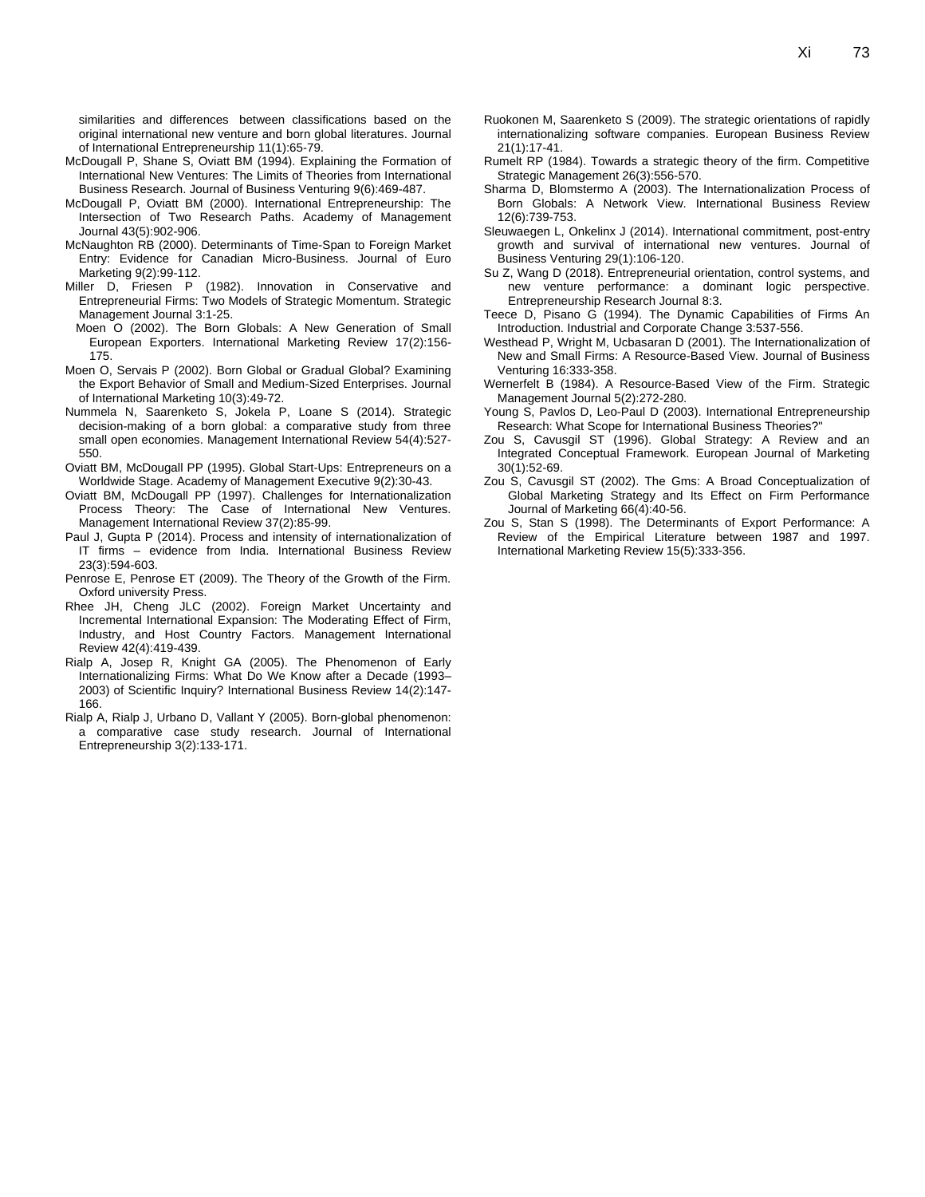similarities and differences between classifications based on the original international new venture and born global literatures. Journal of International Entrepreneurship 11(1):65-79.

McDougall P, Shane S, Oviatt BM (1994). Explaining the Formation of International New Ventures: The Limits of Theories from International Business Research. Journal of Business Venturing 9(6):469-487.

McDougall P, Oviatt BM (2000). International Entrepreneurship: The Intersection of Two Research Paths. Academy of Management Journal 43(5):902-906.

McNaughton RB (2000). Determinants of Time-Span to Foreign Market Entry: Evidence for Canadian Micro-Business. Journal of Euro Marketing 9(2):99-112.

Miller D, Friesen P (1982). Innovation in Conservative and Entrepreneurial Firms: Two Models of Strategic Momentum. Strategic Management Journal 3:1-25.

Moen O (2002). The Born Globals: A New Generation of Small European Exporters. International Marketing Review 17(2):156-175.

Moen O, Servais P (2002). Born Global or Gradual Global? Examining the Export Behavior of Small and Medium-Sized Enterprises. Journal of International Marketing 10(3):49-72.

Nummela N, Saarenketo S, Jokela P, Loane S (2014). Strategic decision-making of a born global: a comparative study from three small open economies. Management International Review 54(4):527-550.

Oviatt BM, McDougall PP (1995). Global Start-Ups: Entrepreneurs on a Worldwide Stage. Academy of Management Executive 9(2):30-43.

Oviatt BM, McDougall PP (1997). Challenges for Internationalization Process Theory: The Case of International New Ventures. Management International Review 37(2):85-99.

Paul J, Gupta P (2014). Process and intensity of internationalization of IT firms – evidence from India. International Business Review 23(3):594-603.

Penrose E, Penrose ET (2009). The Theory of the Growth of the Firm. Oxford university Press.

Rhee JH, Cheng JLC (2002). Foreign Market Uncertainty and Incremental International Expansion: The Moderating Effect of Firm, Industry, and Host Country Factors. Management International Review 42(4):419-439.

Rialp A, Josep R, Knight GA (2005). The Phenomenon of Early Internationalizing Firms: What Do We Know after a Decade (1993–2003) of Scientific Inquiry? International Business Review 14(2):147-166.

Rialp A, Rialp J, Urbano D, Vallant Y (2005). Born-global phenomenon: a comparative case study research. Journal of International Entrepreneurship 3(2):133-171.

Ruokonen M, Saarenketo S (2009). The strategic orientations of rapidly internationalizing software companies. European Business Review 21(1):17-41.

Rumelt RP (1984). Towards a strategic theory of the firm. Competitive Strategic Management 26(3):556-570.

Sharma D, Blomstermo A (2003). The Internationalization Process of Born Globals: A Network View. International Business Review 12(6):739-753.

Sleuwaegen L, Onkelinx J (2014). International commitment, post-entry growth and survival of international new ventures. Journal of Business Venturing 29(1):106-120.

Su Z, Wang D (2018). Entrepreneurial orientation, control systems, and new venture performance: a dominant logic perspective. Entrepreneurship Research Journal 8:3.

Teece D, Pisano G (1994). The Dynamic Capabilities of Firms An Introduction. Industrial and Corporate Change 3:537-556.

Westhead P, Wright M, Ucbasaran D (2001). The Internationalization of New and Small Firms: A Resource-Based View. Journal of Business Venturing 16:333-358.

Wernerfelt B (1984). A Resource-Based View of the Firm. Strategic Management Journal 5(2):272-280.

Young S, Pavlos D, Leo-Paul D (2003). International Entrepreneurship Research: What Scope for International Business Theories?"

Zou S, Cavusgil ST (1996). Global Strategy: A Review and an Integrated Conceptual Framework. European Journal of Marketing 30(1):52-69.

Zou S, Cavusgil ST (2002). The Gms: A Broad Conceptualization of Global Marketing Strategy and Its Effect on Firm Performance Journal of Marketing 66(4):40-56.

Zou S, Stan S (1998). The Determinants of Export Performance: A Review of the Empirical Literature between 1987 and 1997. International Marketing Review 15(5):333-356.